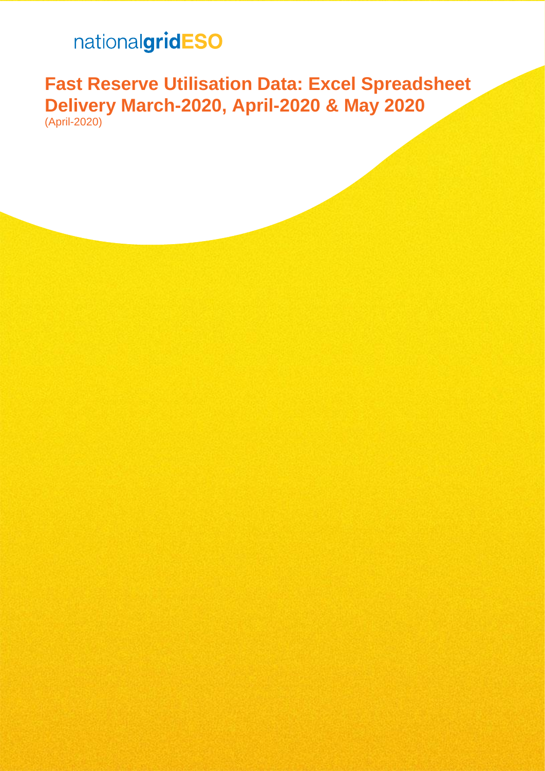nationalgridESO

# Fast Reserve Utilisation Data: Excel Spreadsheet Delivery March-2020, April-2020 & May 2020

(April-2020)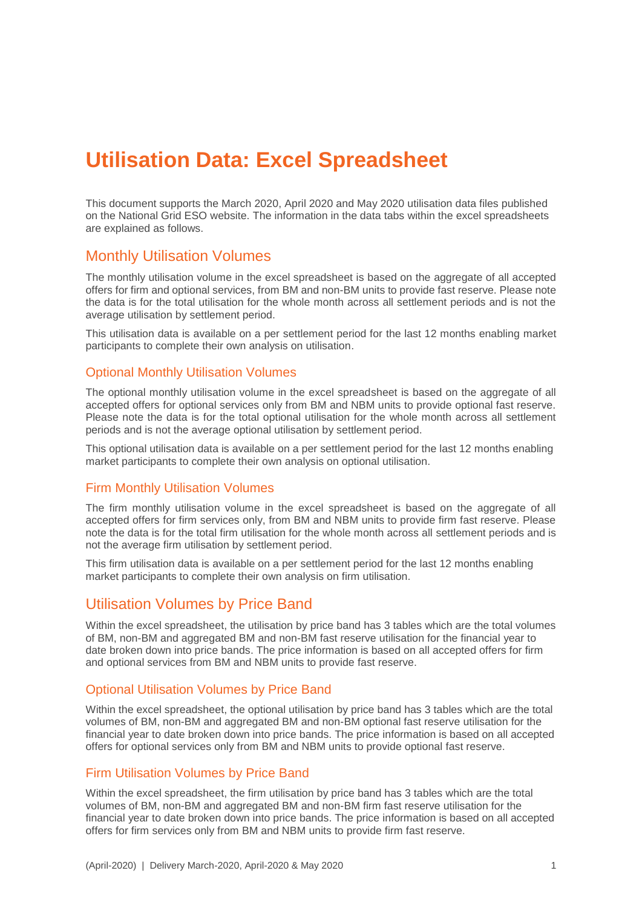# Utilisation Data: Excel Spreadsheet

This document supports the March 2020, April 2020 and May 2020 utilisation data files published on the National Grid ESO website. The information in the data tabs within the excel spreadsheets are explained as follows.

## Monthly Utilisation Volumes

The monthly utilisation volume in the excel spreadsheet is based on the aggregate of all accepted offers for firm and optional services, from BM and non-BM units to provide fast reserve. Please note the data is for the total utilisation for the whole month across all settlement periods and is not the average utilisation by settlement period.

This utilisation data is available on a per settlement period for the last 12 months enabling market participants to complete their own analysis on utilisation.

### Optional Monthly Utilisation Volumes

The optional monthly utilisation volume in the excel spreadsheet is based on the aggregate of all accepted offers for optional services only from BM and NBM units to provide optional fast reserve. Please note the data is for the total optional utilisation for the whole month across all settlement periods and is not the average optional utilisation by settlement period.

This optional utilisation data is available on a per settlement period for the last 12 months enabling market participants to complete their own analysis on optional utilisation.

### Firm Monthly Utilisation Volumes

The firm monthly utilisation volume in the excel spreadsheet is based on the aggregate of all accepted offers for firm services only, from BM and NBM units to provide firm fast reserve. Please note the data is for the total firm utilisation for the whole month across all settlement periods and is not the average firm utilisation by settlement period.

This firm utilisation data is available on a per settlement period for the last 12 months enabling market participants to complete their own analysis on firm utilisation.

## Utilisation Volumes by Price Band

Within the excel spreadsheet, the utilisation by price band has 3 tables which are the total volumes of BM, non-BM and aggregated BM and non-BM fast reserve utilisation for the financial year to date broken down into price bands. The price information is based on all accepted offers for firm and optional services from BM and NBM units to provide fast reserve.

### Optional Utilisation Volumes by Price Band

Within the excel spreadsheet, the optional utilisation by price band has 3 tables which are the total volumes of BM, non-BM and aggregated BM and non-BM optional fast reserve utilisation for the financial year to date broken down into price bands. The price information is based on all accepted offers for optional services only from BM and NBM units to provide optional fast reserve.

### Firm Utilisation Volumes by Price Band

Within the excel spreadsheet, the firm utilisation by price band has 3 tables which are the total volumes of BM, non-BM and aggregated BM and non-BM firm fast reserve utilisation for the financial year to date broken down into price bands. The price information is based on all accepted offers for firm services only from BM and NBM units to provide firm fast reserve.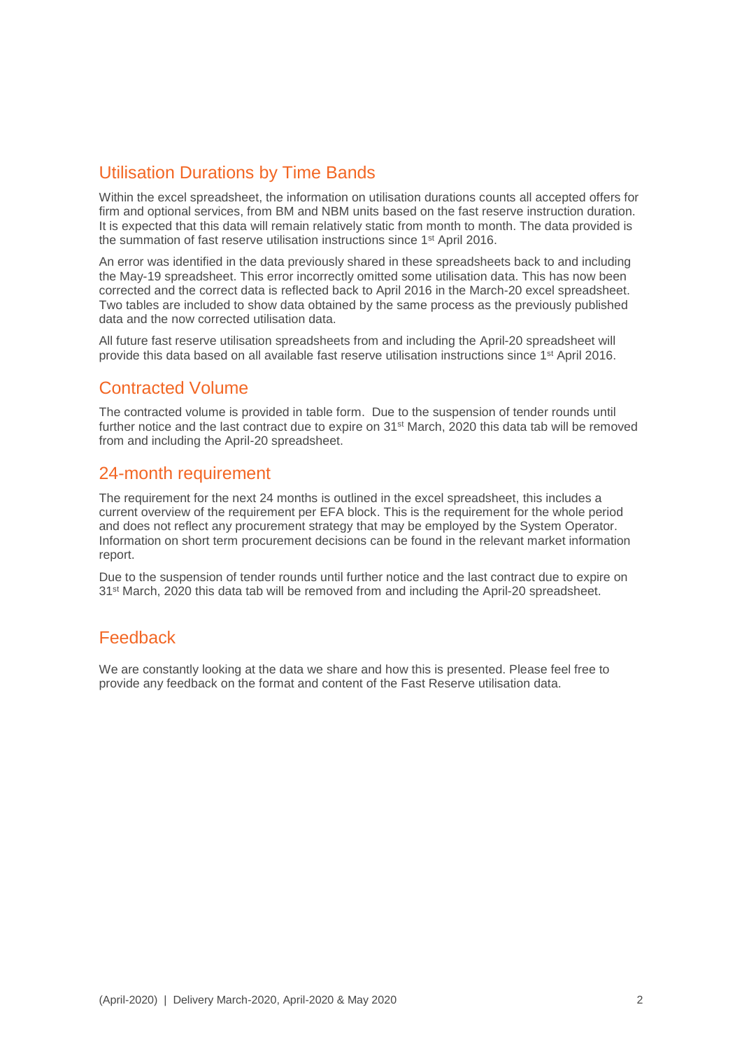## Utilisation Durations by Time Bands

Within the excel spreadsheet, the information on utilisation durations counts all accepted offers for firm and optional services, from BM and NBM units based on the fast reserve instruction duration. It is expected that this data will remain relatively static from month to month. The data provided is the summation of fast reserve utilisation instructions since 1st April 2016.

An error was identified in the data previously shared in these spreadsheets back to and including the May-19 spreadsheet. This error incorrectly omitted some utilisation data. This has now been corrected and the correct data is reflected back to April 2016 in the March-20 excel spreadsheet. Two tables are included to show data obtained by the same process as the previously published data and the now corrected utilisation data.

All future fast reserve utilisation spreadsheets from and including the April-20 spreadsheet will provide this data based on all available fast reserve utilisation instructions since 1st April 2016.

## Contracted Volume

The contracted volume is provided in table form. Due to the suspension of tender rounds until further notice and the last contract due to expire on 31st March, 2020 this data tab will be removed from and including the April-20 spreadsheet.

## 24-month requirement

The requirement for the next 24 months is outlined in the excel spreadsheet, this includes a current overview of the requirement per EFA block. This is the requirement for the whole period and does not reflect any procurement strategy that may be employed by the System Operator. Information on short term procurement decisions can be found in the relevant market information report.

Due to the suspension of tender rounds until further notice and the last contract due to expire on 31st March, 2020 this data tab will be removed from and including the April-20 spreadsheet.

## Feedback

We are constantly looking at the data we share and how this is presented. Please feel free to provide any feedback on the format and content of the Fast Reserve utilisation data.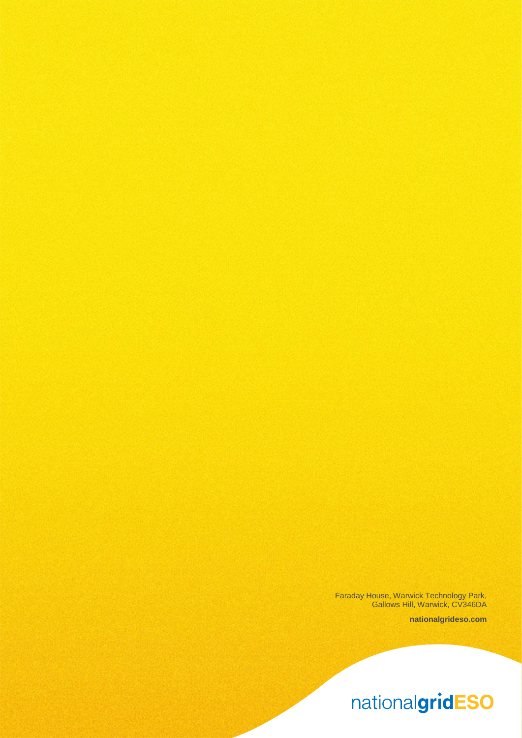Faraday House, Warwick Technology Park,
Gallows Hill, Warwick, CV346DA

**nationalgrideso.com**

national**grid**ESO